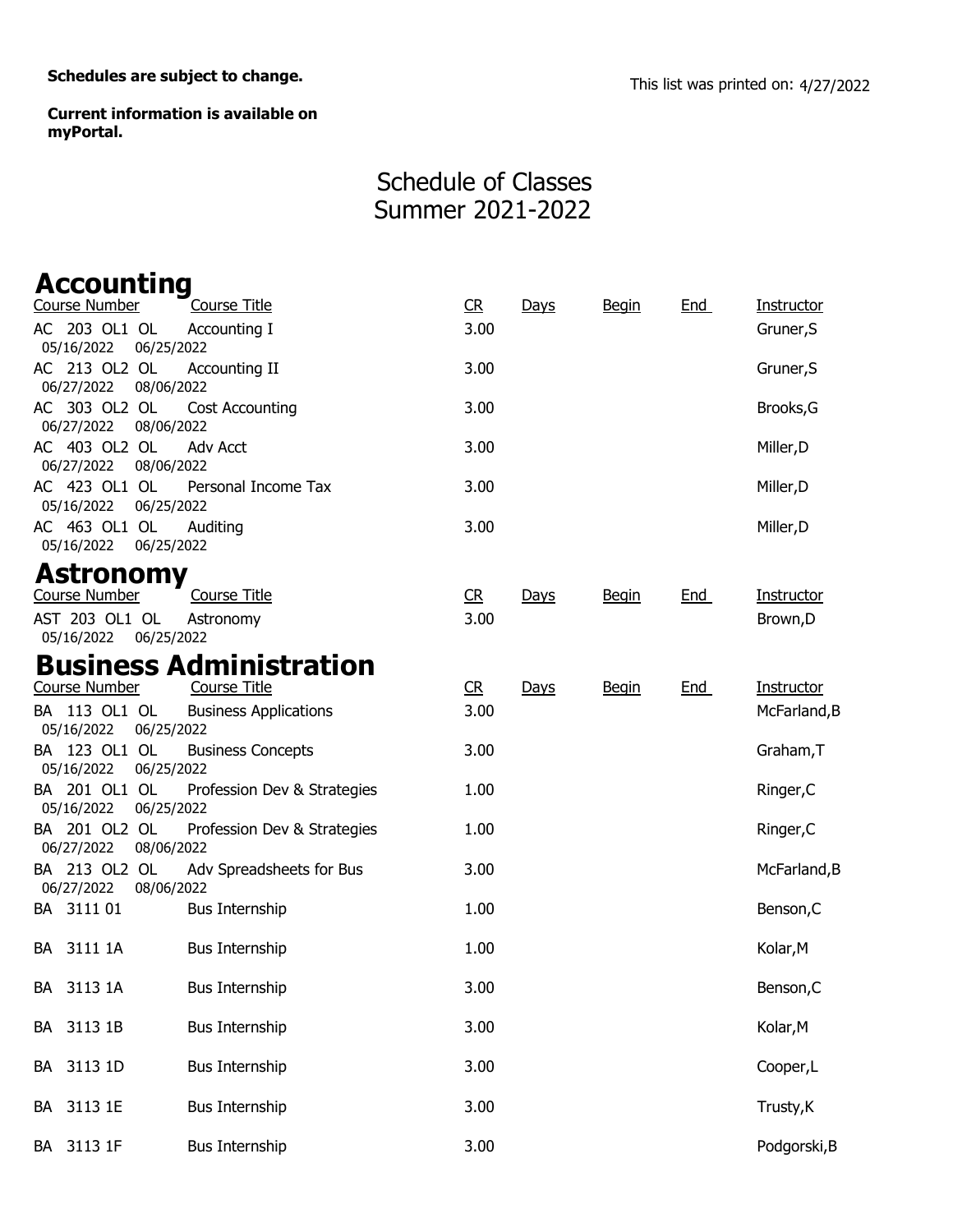**Schedules are subject to change.**

This list was printed on: 4/27/2022

**Current information is available on myPortal.**

# Schedule of Classes
# Summer 2021-2022

## Accounting

| Course Number | Course Title | CR | Days | Begin | End | Instructor |
|---|---|---|---|---|---|---|
| AC 203 OL1 OL<br>05/16/2022 06/25/2022 | Accounting I | 3.00 | | | | Gruner,S |
| AC 213 OL2 OL<br>06/27/2022 08/06/2022 | Accounting II | 3.00 | | | | Gruner,S |
| AC 303 OL2 OL<br>06/27/2022 08/06/2022 | Cost Accounting | 3.00 | | | | Brooks,G |
| AC 403 OL2 OL<br>06/27/2022 08/06/2022 | Adv Acct | 3.00 | | | | Miller,D |
| AC 423 OL1 OL<br>05/16/2022 06/25/2022 | Personal Income Tax | 3.00 | | | | Miller,D |
| AC 463 OL1 OL<br>05/16/2022 06/25/2022 | Auditing | 3.00 | | | | Miller,D |

## Astronomy

| Course Number | Course Title | CR | Days | Begin | End | Instructor |
|---|---|---|---|---|---|---|
| AST 203 OL1 OL<br>05/16/2022 06/25/2022 | Astronomy | 3.00 | | | | Brown,D |

## Business Administration

| Course Number | Course Title | CR | Days | Begin | End | Instructor |
|---|---|---|---|---|---|---|
| BA 113 OL1 OL<br>05/16/2022 06/25/2022 | Business Applications | 3.00 | | | | McFarland,B |
| BA 123 OL1 OL<br>05/16/2022 06/25/2022 | Business Concepts | 3.00 | | | | Graham,T |
| BA 201 OL1 OL<br>05/16/2022 06/25/2022 | Profession Dev & Strategies | 1.00 | | | | Ringer,C |
| BA 201 OL2 OL<br>06/27/2022 08/06/2022 | Profession Dev & Strategies | 1.00 | | | | Ringer,C |
| BA 213 OL2 OL<br>06/27/2022 08/06/2022 | Adv Spreadsheets for Bus | 3.00 | | | | McFarland,B |
| BA 3111 01 | Bus Internship | 1.00 | | | | Benson,C |
| BA 3111 1A | Bus Internship | 1.00 | | | | Kolar,M |
| BA 3113 1A | Bus Internship | 3.00 | | | | Benson,C |
| BA 3113 1B | Bus Internship | 3.00 | | | | Kolar,M |
| BA 3113 1D | Bus Internship | 3.00 | | | | Cooper,L |
| BA 3113 1E | Bus Internship | 3.00 | | | | Trusty,K |
| BA 3113 1F | Bus Internship | 3.00 | | | | Podgorski,B |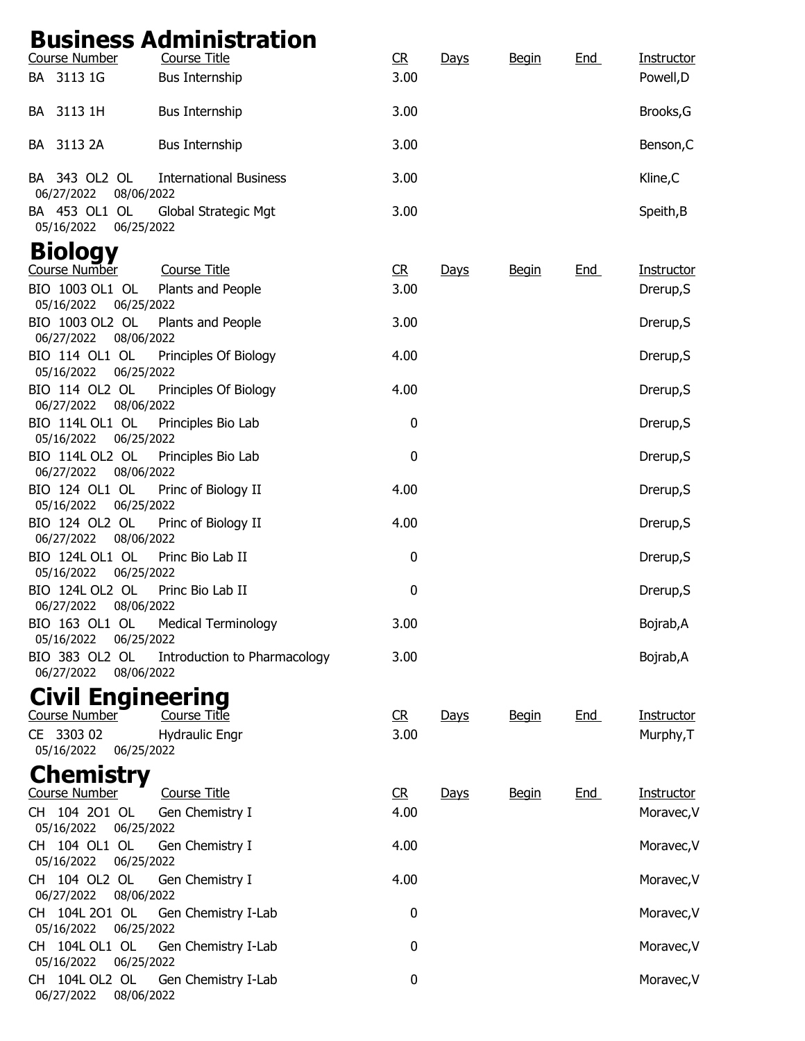# Business Administration

| Course Number | Course Title | CR | Days | Begin | End | Instructor |
|---|---|---|---|---|---|---|
| BA 3113 1G | Bus Internship | 3.00 | | | | Powell,D |
| BA 3113 1H | Bus Internship | 3.00 | | | | Brooks,G |
| BA 3113 2A | Bus Internship | 3.00 | | | | Benson,C |
| BA 343 OL2 OL<br>06/27/2022 08/06/2022 | International Business | 3.00 | | | | Kline,C |
| BA 453 OL1 OL<br>05/16/2022 06/25/2022 | Global Strategic Mgt | 3.00 | | | | Speith,B |

# Biology

| Course Number | Course Title | CR | Days | Begin | End | Instructor |
|---|---|---|---|---|---|---|
| BIO 1003 OL1 OL<br>05/16/2022 06/25/2022 | Plants and People | 3.00 | | | | Drerup,S |
| BIO 1003 OL2 OL<br>06/27/2022 08/06/2022 | Plants and People | 3.00 | | | | Drerup,S |
| BIO 114 OL1 OL<br>05/16/2022 06/25/2022 | Principles Of Biology | 4.00 | | | | Drerup,S |
| BIO 114 OL2 OL<br>06/27/2022 08/06/2022 | Principles Of Biology | 4.00 | | | | Drerup,S |
| BIO 114L OL1 OL<br>05/16/2022 06/25/2022 | Principles Bio Lab | 0 | | | | Drerup,S |
| BIO 114L OL2 OL<br>06/27/2022 08/06/2022 | Principles Bio Lab | 0 | | | | Drerup,S |
| BIO 124 OL1 OL<br>05/16/2022 06/25/2022 | Princ of Biology II | 4.00 | | | | Drerup,S |
| BIO 124 OL2 OL<br>06/27/2022 08/06/2022 | Princ of Biology II | 4.00 | | | | Drerup,S |
| BIO 124L OL1 OL<br>05/16/2022 06/25/2022 | Princ Bio Lab II | 0 | | | | Drerup,S |
| BIO 124L OL2 OL<br>06/27/2022 08/06/2022 | Princ Bio Lab II | 0 | | | | Drerup,S |
| BIO 163 OL1 OL<br>05/16/2022 06/25/2022 | Medical Terminology | 3.00 | | | | Bojrab,A |
| BIO 383 OL2 OL<br>06/27/2022 08/06/2022 | Introduction to Pharmacology | 3.00 | | | | Bojrab,A |

# Civil Engineering

| Course Number | Course Title | CR | Days | Begin | End | Instructor |
|---|---|---|---|---|---|---|
| CE 3303 02<br>05/16/2022 06/25/2022 | Hydraulic Engr | 3.00 | | | | Murphy,T |

# Chemistry

| Course Number | Course Title | CR | Days | Begin | End | Instructor |
|---|---|---|---|---|---|---|
| CH 104 2O1 OL<br>05/16/2022 06/25/2022 | Gen Chemistry I | 4.00 | | | | Moravec,V |
| CH 104 OL1 OL<br>05/16/2022 06/25/2022 | Gen Chemistry I | 4.00 | | | | Moravec,V |
| CH 104 OL2 OL<br>06/27/2022 08/06/2022 | Gen Chemistry I | 4.00 | | | | Moravec,V |
| CH 104L 2O1 OL<br>05/16/2022 06/25/2022 | Gen Chemistry I-Lab | 0 | | | | Moravec,V |
| CH 104L OL1 OL<br>05/16/2022 06/25/2022 | Gen Chemistry I-Lab | 0 | | | | Moravec,V |
| CH 104L OL2 OL<br>06/27/2022 08/06/2022 | Gen Chemistry I-Lab | 0 | | | | Moravec,V |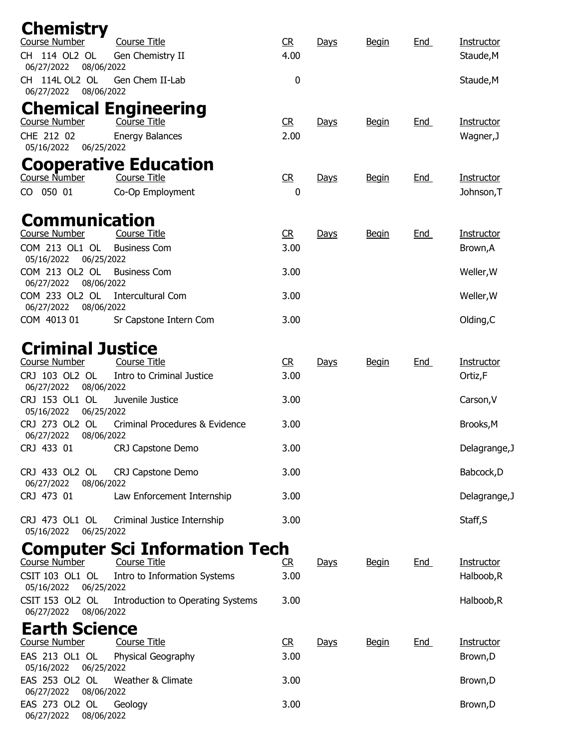## Chemistry

| Course Number | Course Title | CR | Days | Begin | End | Instructor |
|---|---|---|---|---|---|---|
| CH 114 OL2 OL<br>06/27/2022 08/06/2022 | Gen Chemistry II | 4.00 | | | | Staude,M |
| CH 114L OL2 OL<br>06/27/2022 08/06/2022 | Gen Chem II-Lab | 0 | | | | Staude,M |

## Chemical Engineering

| Course Number | Course Title | CR | Days | Begin | End | Instructor |
|---|---|---|---|---|---|---|
| CHE 212 02<br>05/16/2022 06/25/2022 | Energy Balances | 2.00 | | | | Wagner,J |

## Cooperative Education

| Course Number | Course Title | CR | Days | Begin | End | Instructor |
|---|---|---|---|---|---|---|
| CO 050 01 | Co-Op Employment | 0 | | | | Johnson,T |

## Communication

| Course Number | Course Title | CR | Days | Begin | End | Instructor |
|---|---|---|---|---|---|---|
| COM 213 OL1 OL<br>05/16/2022 06/25/2022 | Business Com | 3.00 | | | | Brown,A |
| COM 213 OL2 OL<br>06/27/2022 08/06/2022 | Business Com | 3.00 | | | | Weller,W |
| COM 233 OL2 OL<br>06/27/2022 08/06/2022 | Intercultural Com | 3.00 | | | | Weller,W |
| COM 4013 01 | Sr Capstone Intern Com | 3.00 | | | | Olding,C |

## Criminal Justice

| Course Number | Course Title | CR | Days | Begin | End | Instructor |
|---|---|---|---|---|---|---|
| CRJ 103 OL2 OL<br>06/27/2022 08/06/2022 | Intro to Criminal Justice | 3.00 | | | | Ortiz,F |
| CRJ 153 OL1 OL<br>05/16/2022 06/25/2022 | Juvenile Justice | 3.00 | | | | Carson,V |
| CRJ 273 OL2 OL<br>06/27/2022 08/06/2022 | Criminal Procedures & Evidence | 3.00 | | | | Brooks,M |
| CRJ 433 01 | CRJ Capstone Demo | 3.00 | | | | Delagrange,J |
| CRJ 433 OL2 OL<br>06/27/2022 08/06/2022 | CRJ Capstone Demo | 3.00 | | | | Babcock,D |
| CRJ 473 01 | Law Enforcement Internship | 3.00 | | | | Delagrange,J |
| CRJ 473 OL1 OL<br>05/16/2022 06/25/2022 | Criminal Justice Internship | 3.00 | | | | Staff,S |

## Computer Sci Information Tech

| Course Number | Course Title | CR | Days | Begin | End | Instructor |
|---|---|---|---|---|---|---|
| CSIT 103 OL1 OL<br>05/16/2022 06/25/2022 | Intro to Information Systems | 3.00 | | | | Halboob,R |
| CSIT 153 OL2 OL<br>06/27/2022 08/06/2022 | Introduction to Operating Systems | 3.00 | | | | Halboob,R |

## Earth Science

| Course Number | Course Title | CR | Days | Begin | End | Instructor |
|---|---|---|---|---|---|---|
| EAS 213 OL1 OL<br>05/16/2022 06/25/2022 | Physical Geography | 3.00 | | | | Brown,D |
| EAS 253 OL2 OL<br>06/27/2022 08/06/2022 | Weather & Climate | 3.00 | | | | Brown,D |
| EAS 273 OL2 OL<br>06/27/2022 08/06/2022 | Geology | 3.00 | | | | Brown,D |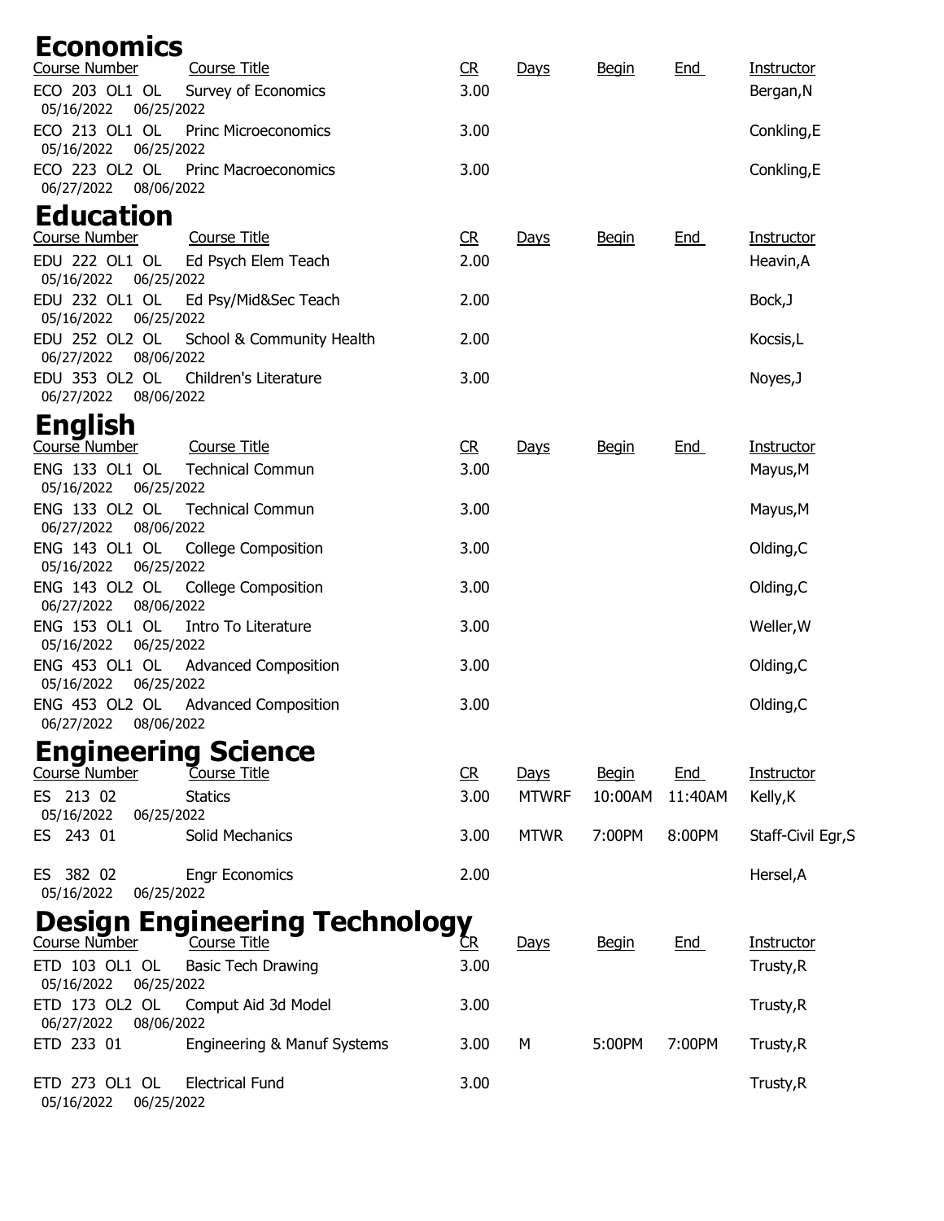## Economics

| Course Number | Course Title | CR | Days | Begin | End | Instructor |
|---|---|---|---|---|---|---|
| ECO 203 OL1 OL<br>05/16/2022 06/25/2022 | Survey of Economics | 3.00 | | | | Bergan,N |
| ECO 213 OL1 OL<br>05/16/2022 06/25/2022 | Princ Microeconomics | 3.00 | | | | Conkling,E |
| ECO 223 OL2 OL<br>06/27/2022 08/06/2022 | Princ Macroeconomics | 3.00 | | | | Conkling,E |

## Education

| Course Number | Course Title | CR | Days | Begin | End | Instructor |
|---|---|---|---|---|---|---|
| EDU 222 OL1 OL<br>05/16/2022 06/25/2022 | Ed Psych Elem Teach | 2.00 | | | | Heavin,A |
| EDU 232 OL1 OL<br>05/16/2022 06/25/2022 | Ed Psy/Mid&Sec Teach | 2.00 | | | | Bock,J |
| EDU 252 OL2 OL<br>06/27/2022 08/06/2022 | School & Community Health | 2.00 | | | | Kocsis,L |
| EDU 353 OL2 OL<br>06/27/2022 08/06/2022 | Children's Literature | 3.00 | | | | Noyes,J |

## English

| Course Number | Course Title | CR | Days | Begin | End | Instructor |
|---|---|---|---|---|---|---|
| ENG 133 OL1 OL<br>05/16/2022 06/25/2022 | Technical Commun | 3.00 | | | | Mayus,M |
| ENG 133 OL2 OL<br>06/27/2022 08/06/2022 | Technical Commun | 3.00 | | | | Mayus,M |
| ENG 143 OL1 OL<br>05/16/2022 06/25/2022 | College Composition | 3.00 | | | | Olding,C |
| ENG 143 OL2 OL<br>06/27/2022 08/06/2022 | College Composition | 3.00 | | | | Olding,C |
| ENG 153 OL1 OL<br>05/16/2022 06/25/2022 | Intro To Literature | 3.00 | | | | Weller,W |
| ENG 453 OL1 OL<br>05/16/2022 06/25/2022 | Advanced Composition | 3.00 | | | | Olding,C |
| ENG 453 OL2 OL<br>06/27/2022 08/06/2022 | Advanced Composition | 3.00 | | | | Olding,C |

## Engineering Science

| Course Number | Course Title | CR | Days | Begin | End | Instructor |
|---|---|---|---|---|---|---|
| ES 213 02<br>05/16/2022 06/25/2022 | Statics | 3.00 | MTWRF | 10:00AM | 11:40AM | Kelly,K |
| ES 243 01 | Solid Mechanics | 3.00 | MTWR | 7:00PM | 8:00PM | Staff-Civil Egr,S |
| ES 382 02<br>05/16/2022 06/25/2022 | Engr Economics | 2.00 | | | | Hersel,A |

## Design Engineering Technology

| Course Number | Course Title | CR | Days | Begin | End | Instructor |
|---|---|---|---|---|---|---|
| ETD 103 OL1 OL<br>05/16/2022 06/25/2022 | Basic Tech Drawing | 3.00 | | | | Trusty,R |
| ETD 173 OL2 OL<br>06/27/2022 08/06/2022 | Comput Aid 3d Model | 3.00 | | | | Trusty,R |
| ETD 233 01 | Engineering & Manuf Systems | 3.00 | M | 5:00PM | 7:00PM | Trusty,R |
| ETD 273 OL1 OL<br>05/16/2022 06/25/2022 | Electrical Fund | 3.00 | | | | Trusty,R |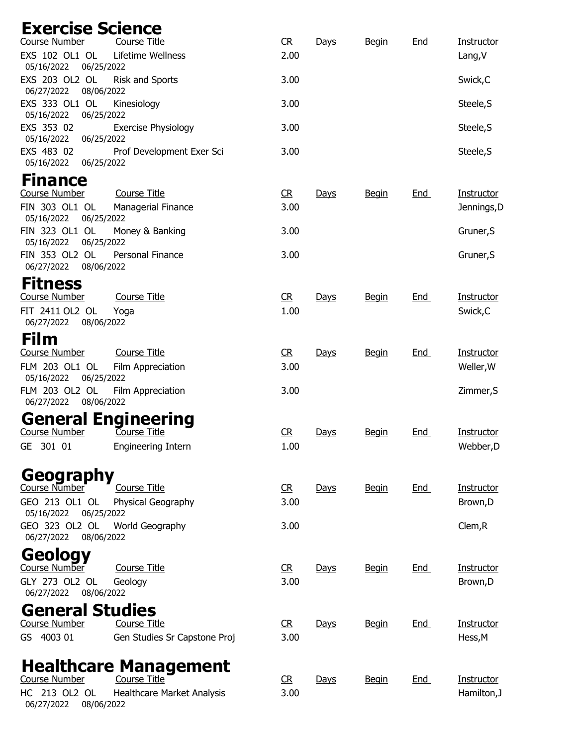## Exercise Science

| Course Number | Course Title | CR | Days | Begin | End | Instructor |
|---|---|---|---|---|---|---|
| EXS 102 OL1 OL<br>05/16/2022 06/25/2022 | Lifetime Wellness | 2.00 | | | | Lang,V |
| EXS 203 OL2 OL<br>06/27/2022 08/06/2022 | Risk and Sports | 3.00 | | | | Swick,C |
| EXS 333 OL1 OL<br>05/16/2022 06/25/2022 | Kinesiology | 3.00 | | | | Steele,S |
| EXS 353 02<br>05/16/2022 06/25/2022 | Exercise Physiology | 3.00 | | | | Steele,S |
| EXS 483 02<br>05/16/2022 06/25/2022 | Prof Development Exer Sci | 3.00 | | | | Steele,S |

## Finance

| Course Number | Course Title | CR | Days | Begin | End | Instructor |
|---|---|---|---|---|---|---|
| FIN 303 OL1 OL<br>05/16/2022 06/25/2022 | Managerial Finance | 3.00 | | | | Jennings,D |
| FIN 323 OL1 OL<br>05/16/2022 06/25/2022 | Money & Banking | 3.00 | | | | Gruner,S |
| FIN 353 OL2 OL<br>06/27/2022 08/06/2022 | Personal Finance | 3.00 | | | | Gruner,S |

## Fitness

| Course Number | Course Title | CR | Days | Begin | End | Instructor |
|---|---|---|---|---|---|---|
| FIT 2411 OL2 OL<br>06/27/2022 08/06/2022 | Yoga | 1.00 | | | | Swick,C |

## Film

| Course Number | Course Title | CR | Days | Begin | End | Instructor |
|---|---|---|---|---|---|---|
| FLM 203 OL1 OL<br>05/16/2022 06/25/2022 | Film Appreciation | 3.00 | | | | Weller,W |
| FLM 203 OL2 OL<br>06/27/2022 08/06/2022 | Film Appreciation | 3.00 | | | | Zimmer,S |

## General Engineering

| Course Number | Course Title | CR | Days | Begin | End | Instructor |
|---|---|---|---|---|---|---|
| GE 301 01 | Engineering Intern | 1.00 | | | | Webber,D |

## Geography

| Course Number | Course Title | CR | Days | Begin | End | Instructor |
|---|---|---|---|---|---|---|
| GEO 213 OL1 OL<br>05/16/2022 06/25/2022 | Physical Geography | 3.00 | | | | Brown,D |
| GEO 323 OL2 OL<br>06/27/2022 08/06/2022 | World Geography | 3.00 | | | | Clem,R |

## Geology

| Course Number | Course Title | CR | Days | Begin | End | Instructor |
|---|---|---|---|---|---|---|
| GLY 273 OL2 OL<br>06/27/2022 08/06/2022 | Geology | 3.00 | | | | Brown,D |

## General Studies

| Course Number | Course Title | CR | Days | Begin | End | Instructor |
|---|---|---|---|---|---|---|
| GS 4003 01 | Gen Studies Sr Capstone Proj | 3.00 | | | | Hess,M |

## Healthcare Management

| Course Number | Course Title | CR | Days | Begin | End | Instructor |
|---|---|---|---|---|---|---|
| HC 213 OL2 OL<br>06/27/2022 08/06/2022 | Healthcare Market Analysis | 3.00 | | | | Hamilton,J |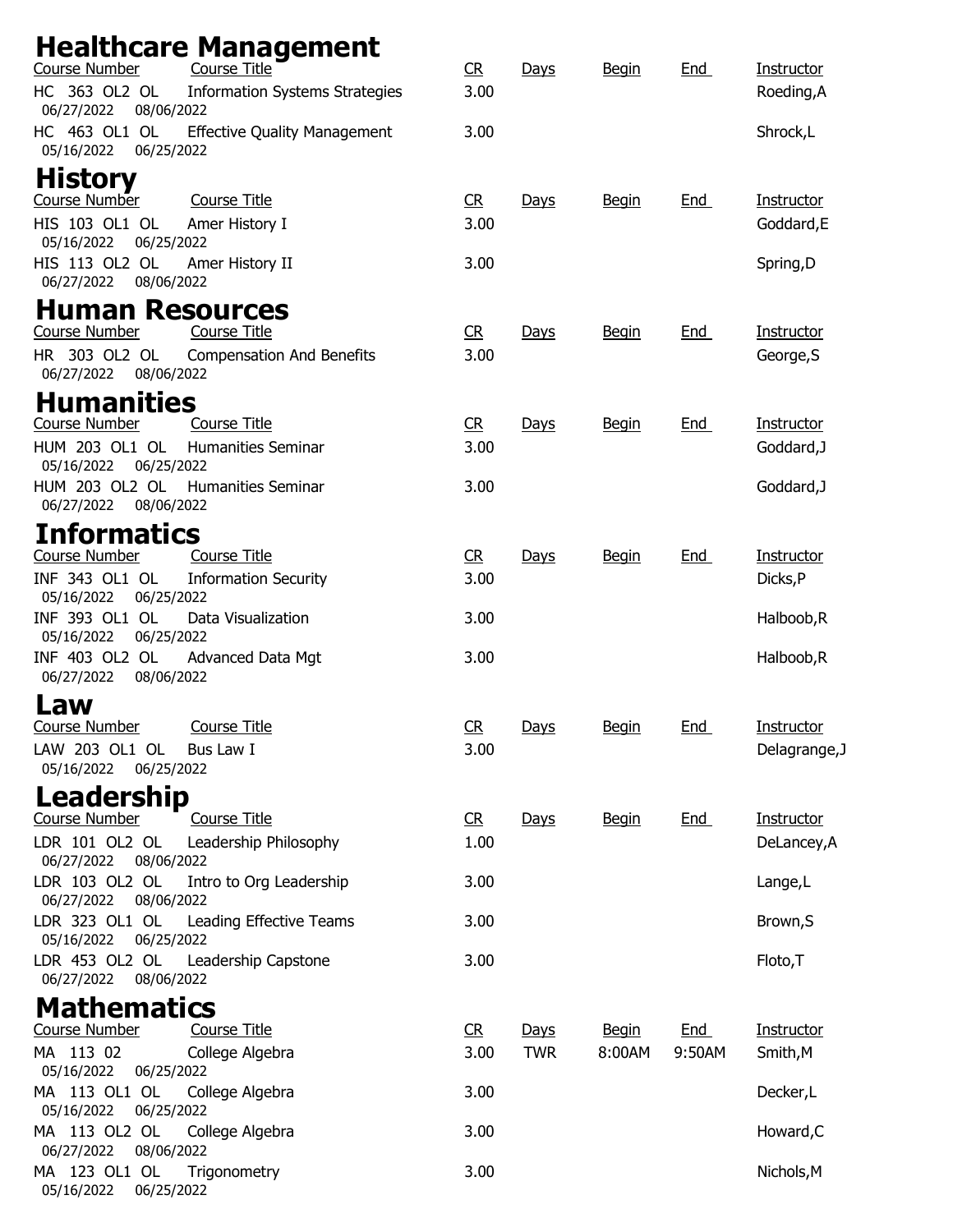# Healthcare Management

| Course Number | Course Title | CR | Days | Begin | End | Instructor |
|---|---|---|---|---|---|---|
| HC 363 OL2 OL<br>06/27/2022 08/06/2022 | Information Systems Strategies | 3.00 | | | | Roeding,A |
| HC 463 OL1 OL<br>05/16/2022 06/25/2022 | Effective Quality Management | 3.00 | | | | Shrock,L |

# History

| Course Number | Course Title | CR | Days | Begin | End | Instructor |
|---|---|---|---|---|---|---|
| HIS 103 OL1 OL<br>05/16/2022 06/25/2022 | Amer History I | 3.00 | | | | Goddard,E |
| HIS 113 OL2 OL<br>06/27/2022 08/06/2022 | Amer History II | 3.00 | | | | Spring,D |

# Human Resources

| Course Number | Course Title | CR | Days | Begin | End | Instructor |
|---|---|---|---|---|---|---|
| HR 303 OL2 OL<br>06/27/2022 08/06/2022 | Compensation And Benefits | 3.00 | | | | George,S |

# Humanities

| Course Number | Course Title | CR | Days | Begin | End | Instructor |
|---|---|---|---|---|---|---|
| HUM 203 OL1 OL<br>05/16/2022 06/25/2022 | Humanities Seminar | 3.00 | | | | Goddard,J |
| HUM 203 OL2 OL<br>06/27/2022 08/06/2022 | Humanities Seminar | 3.00 | | | | Goddard,J |

# Informatics

| Course Number | Course Title | CR | Days | Begin | End | Instructor |
|---|---|---|---|---|---|---|
| INF 343 OL1 OL<br>05/16/2022 06/25/2022 | Information Security | 3.00 | | | | Dicks,P |
| INF 393 OL1 OL<br>05/16/2022 06/25/2022 | Data Visualization | 3.00 | | | | Halboob,R |
| INF 403 OL2 OL<br>06/27/2022 08/06/2022 | Advanced Data Mgt | 3.00 | | | | Halboob,R |

# Law

| Course Number | Course Title | CR | Days | Begin | End | Instructor |
|---|---|---|---|---|---|---|
| LAW 203 OL1 OL<br>05/16/2022 06/25/2022 | Bus Law I | 3.00 | | | | Delagrange,J |

# Leadership

| Course Number | Course Title | CR | Days | Begin | End | Instructor |
|---|---|---|---|---|---|---|
| LDR 101 OL2 OL<br>06/27/2022 08/06/2022 | Leadership Philosophy | 1.00 | | | | DeLancey,A |
| LDR 103 OL2 OL<br>06/27/2022 08/06/2022 | Intro to Org Leadership | 3.00 | | | | Lange,L |
| LDR 323 OL1 OL<br>05/16/2022 06/25/2022 | Leading Effective Teams | 3.00 | | | | Brown,S |
| LDR 453 OL2 OL<br>06/27/2022 08/06/2022 | Leadership Capstone | 3.00 | | | | Floto,T |

# Mathematics

| Course Number | Course Title | CR | Days | Begin | End | Instructor |
|---|---|---|---|---|---|---|
| MA 113 02<br>05/16/2022 06/25/2022 | College Algebra | 3.00 | TWR | 8:00AM | 9:50AM | Smith,M |
| MA 113 OL1 OL<br>05/16/2022 06/25/2022 | College Algebra | 3.00 | | | | Decker,L |
| MA 113 OL2 OL<br>06/27/2022 08/06/2022 | College Algebra | 3.00 | | | | Howard,C |
| MA 123 OL1 OL<br>05/16/2022 06/25/2022 | Trigonometry | 3.00 | | | | Nichols,M |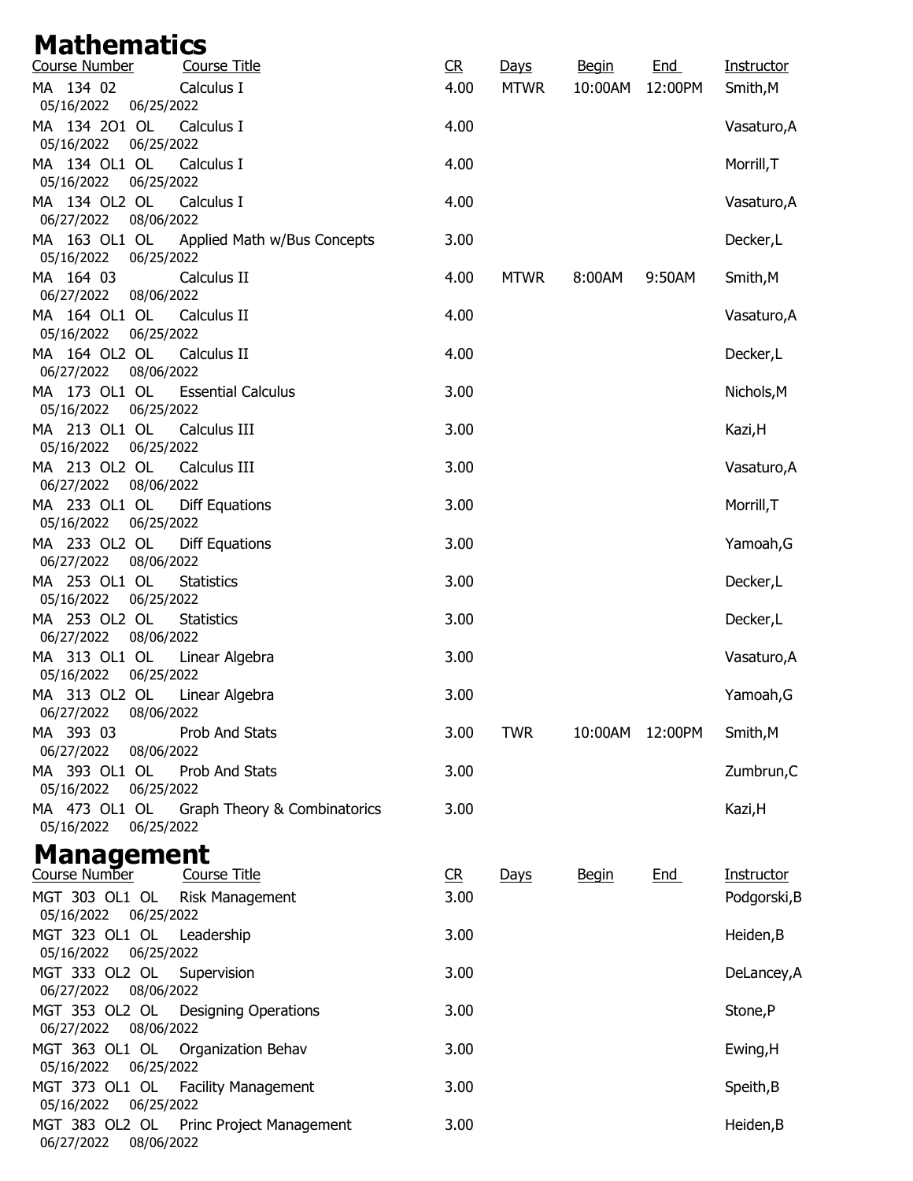# Mathematics

| Course Number | Course Title | CR | Days | Begin | End | Instructor |
|---|---|---|---|---|---|---|
| MA 134 02 | Calculus I | 4.00 | MTWR | 10:00AM | 12:00PM | Smith,M |
| 05/16/2022 06/25/2022 | | | | | | |
| MA 134 2O1 OL | Calculus I | 4.00 | | | | Vasaturo,A |
| 05/16/2022 06/25/2022 | | | | | | |
| MA 134 OL1 OL | Calculus I | 4.00 | | | | Morrill,T |
| 05/16/2022 06/25/2022 | | | | | | |
| MA 134 OL2 OL | Calculus I | 4.00 | | | | Vasaturo,A |
| 06/27/2022 08/06/2022 | | | | | | |
| MA 163 OL1 OL | Applied Math w/Bus Concepts | 3.00 | | | | Decker,L |
| 05/16/2022 06/25/2022 | | | | | | |
| MA 164 03 | Calculus II | 4.00 | MTWR | 8:00AM | 9:50AM | Smith,M |
| 06/27/2022 08/06/2022 | | | | | | |
| MA 164 OL1 OL | Calculus II | 4.00 | | | | Vasaturo,A |
| 05/16/2022 06/25/2022 | | | | | | |
| MA 164 OL2 OL | Calculus II | 4.00 | | | | Decker,L |
| 06/27/2022 08/06/2022 | | | | | | |
| MA 173 OL1 OL | Essential Calculus | 3.00 | | | | Nichols,M |
| 05/16/2022 06/25/2022 | | | | | | |
| MA 213 OL1 OL | Calculus III | 3.00 | | | | Kazi,H |
| 05/16/2022 06/25/2022 | | | | | | |
| MA 213 OL2 OL | Calculus III | 3.00 | | | | Vasaturo,A |
| 06/27/2022 08/06/2022 | | | | | | |
| MA 233 OL1 OL | Diff Equations | 3.00 | | | | Morrill,T |
| 05/16/2022 06/25/2022 | | | | | | |
| MA 233 OL2 OL | Diff Equations | 3.00 | | | | Yamoah,G |
| 06/27/2022 08/06/2022 | | | | | | |
| MA 253 OL1 OL | Statistics | 3.00 | | | | Decker,L |
| 05/16/2022 06/25/2022 | | | | | | |
| MA 253 OL2 OL | Statistics | 3.00 | | | | Decker,L |
| 06/27/2022 08/06/2022 | | | | | | |
| MA 313 OL1 OL | Linear Algebra | 3.00 | | | | Vasaturo,A |
| 05/16/2022 06/25/2022 | | | | | | |
| MA 313 OL2 OL | Linear Algebra | 3.00 | | | | Yamoah,G |
| 06/27/2022 08/06/2022 | | | | | | |
| MA 393 03 | Prob And Stats | 3.00 | TWR | 10:00AM | 12:00PM | Smith,M |
| 06/27/2022 08/06/2022 | | | | | | |
| MA 393 OL1 OL | Prob And Stats | 3.00 | | | | Zumbrun,C |
| 05/16/2022 06/25/2022 | | | | | | |
| MA 473 OL1 OL | Graph Theory & Combinatorics | 3.00 | | | | Kazi,H |
| 05/16/2022 06/25/2022 | | | | | | |

# Management

| Course Number | Course Title | CR | Days | Begin | End | Instructor |
|---|---|---|---|---|---|---|
| MGT 303 OL1 OL | Risk Management | 3.00 | | | | Podgorski,B |
| 05/16/2022 06/25/2022 | | | | | | |
| MGT 323 OL1 OL | Leadership | 3.00 | | | | Heiden,B |
| 05/16/2022 06/25/2022 | | | | | | |
| MGT 333 OL2 OL | Supervision | 3.00 | | | | DeLancey,A |
| 06/27/2022 08/06/2022 | | | | | | |
| MGT 353 OL2 OL | Designing Operations | 3.00 | | | | Stone,P |
| 06/27/2022 08/06/2022 | | | | | | |
| MGT 363 OL1 OL | Organization Behav | 3.00 | | | | Ewing,H |
| 05/16/2022 06/25/2022 | | | | | | |
| MGT 373 OL1 OL | Facility Management | 3.00 | | | | Speith,B |
| 05/16/2022 06/25/2022 | | | | | | |
| MGT 383 OL2 OL | Princ Project Management | 3.00 | | | | Heiden,B |
| 06/27/2022 08/06/2022 | | | | | | |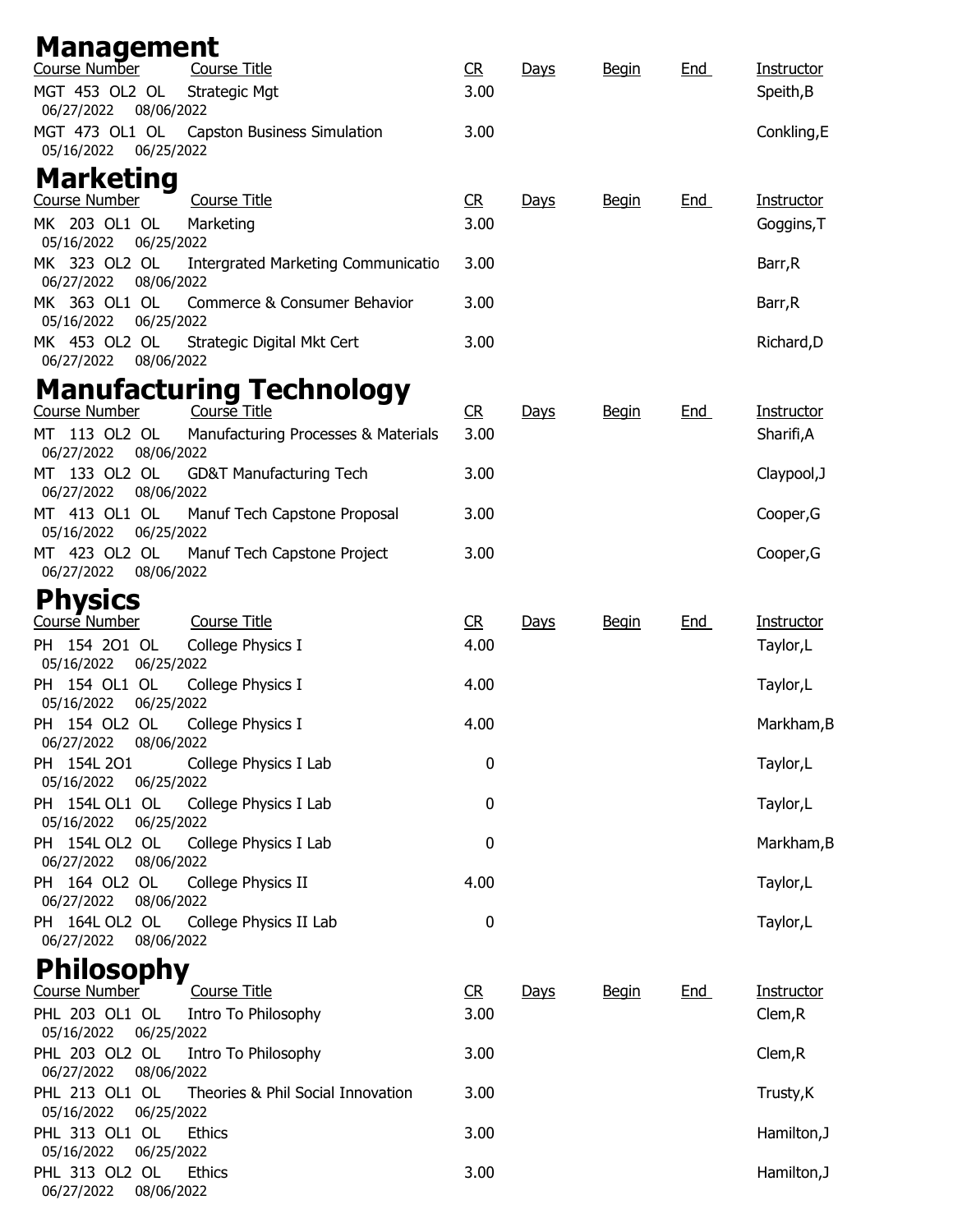# Management

| Course Number | Course Title | CR | Days | Begin | End | Instructor |
|---|---|---|---|---|---|---|
| MGT 453 OL2 OL<br>06/27/2022 08/06/2022 | Strategic Mgt | 3.00 | | | | Speith,B |
| MGT 473 OL1 OL<br>05/16/2022 06/25/2022 | Capston Business Simulation | 3.00 | | | | Conkling,E |

# Marketing

| Course Number | Course Title | CR | Days | Begin | End | Instructor |
|---|---|---|---|---|---|---|
| MK 203 OL1 OL<br>05/16/2022 06/25/2022 | Marketing | 3.00 | | | | Goggins,T |
| MK 323 OL2 OL<br>06/27/2022 08/06/2022 | Intergrated Marketing Communicatio | 3.00 | | | | Barr,R |
| MK 363 OL1 OL<br>05/16/2022 06/25/2022 | Commerce & Consumer Behavior | 3.00 | | | | Barr,R |
| MK 453 OL2 OL<br>06/27/2022 08/06/2022 | Strategic Digital Mkt Cert | 3.00 | | | | Richard,D |

# Manufacturing Technology

| Course Number | Course Title | CR | Days | Begin | End | Instructor |
|---|---|---|---|---|---|---|
| MT 113 OL2 OL<br>06/27/2022 08/06/2022 | Manufacturing Processes & Materials | 3.00 | | | | Sharifi,A |
| MT 133 OL2 OL<br>06/27/2022 08/06/2022 | GD&T Manufacturing Tech | 3.00 | | | | Claypool,J |
| MT 413 OL1 OL<br>05/16/2022 06/25/2022 | Manuf Tech Capstone Proposal | 3.00 | | | | Cooper,G |
| MT 423 OL2 OL<br>06/27/2022 08/06/2022 | Manuf Tech Capstone Project | 3.00 | | | | Cooper,G |

# Physics

| Course Number | Course Title | CR | Days | Begin | End | Instructor |
|---|---|---|---|---|---|---|
| PH 154 2O1 OL<br>05/16/2022 06/25/2022 | College Physics I | 4.00 | | | | Taylor,L |
| PH 154 OL1 OL<br>05/16/2022 06/25/2022 | College Physics I | 4.00 | | | | Taylor,L |
| PH 154 OL2 OL<br>06/27/2022 08/06/2022 | College Physics I | 4.00 | | | | Markham,B |
| PH 154L 2O1<br>05/16/2022 06/25/2022 | College Physics I Lab | 0 | | | | Taylor,L |
| PH 154L OL1 OL<br>05/16/2022 06/25/2022 | College Physics I Lab | 0 | | | | Taylor,L |
| PH 154L OL2 OL<br>06/27/2022 08/06/2022 | College Physics I Lab | 0 | | | | Markham,B |
| PH 164 OL2 OL<br>06/27/2022 08/06/2022 | College Physics II | 4.00 | | | | Taylor,L |
| PH 164L OL2 OL<br>06/27/2022 08/06/2022 | College Physics II Lab | 0 | | | | Taylor,L |

# Philosophy

| Course Number | Course Title | CR | Days | Begin | End | Instructor |
|---|---|---|---|---|---|---|
| PHL 203 OL1 OL<br>05/16/2022 06/25/2022 | Intro To Philosophy | 3.00 | | | | Clem,R |
| PHL 203 OL2 OL<br>06/27/2022 08/06/2022 | Intro To Philosophy | 3.00 | | | | Clem,R |
| PHL 213 OL1 OL<br>05/16/2022 06/25/2022 | Theories & Phil Social Innovation | 3.00 | | | | Trusty,K |
| PHL 313 OL1 OL<br>05/16/2022 06/25/2022 | Ethics | 3.00 | | | | Hamilton,J |
| PHL 313 OL2 OL<br>06/27/2022 08/06/2022 | Ethics | 3.00 | | | | Hamilton,J |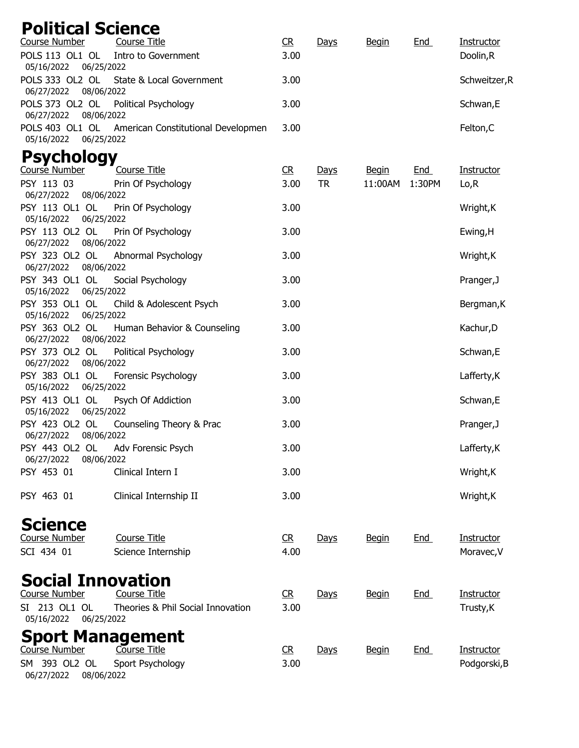# Political Science

| Course Number | Course Title | CR | Days | Begin | End | Instructor |
|---|---|---|---|---|---|---|
| POLS 113 OL1 OL<br>05/16/2022 06/25/2022 | Intro to Government | 3.00 | | | | Doolin,R |
| POLS 333 OL2 OL<br>06/27/2022 08/06/2022 | State & Local Government | 3.00 | | | | Schweitzer,R |
| POLS 373 OL2 OL<br>06/27/2022 08/06/2022 | Political Psychology | 3.00 | | | | Schwan,E |
| POLS 403 OL1 OL<br>05/16/2022 06/25/2022 | American Constitutional Developmen | 3.00 | | | | Felton,C |

# Psychology

| Course Number | Course Title | CR | Days | Begin | End | Instructor |
|---|---|---|---|---|---|---|
| PSY 113 03<br>06/27/2022 08/06/2022 | Prin Of Psychology | 3.00 | TR | 11:00AM | 1:30PM | Lo,R |
| PSY 113 OL1 OL<br>05/16/2022 06/25/2022 | Prin Of Psychology | 3.00 | | | | Wright,K |
| PSY 113 OL2 OL<br>06/27/2022 08/06/2022 | Prin Of Psychology | 3.00 | | | | Ewing,H |
| PSY 323 OL2 OL<br>06/27/2022 08/06/2022 | Abnormal Psychology | 3.00 | | | | Wright,K |
| PSY 343 OL1 OL<br>05/16/2022 06/25/2022 | Social Psychology | 3.00 | | | | Pranger,J |
| PSY 353 OL1 OL<br>05/16/2022 06/25/2022 | Child & Adolescent Psych | 3.00 | | | | Bergman,K |
| PSY 363 OL2 OL<br>06/27/2022 08/06/2022 | Human Behavior & Counseling | 3.00 | | | | Kachur,D |
| PSY 373 OL2 OL<br>06/27/2022 08/06/2022 | Political Psychology | 3.00 | | | | Schwan,E |
| PSY 383 OL1 OL<br>05/16/2022 06/25/2022 | Forensic Psychology | 3.00 | | | | Lafferty,K |
| PSY 413 OL1 OL<br>05/16/2022 06/25/2022 | Psych Of Addiction | 3.00 | | | | Schwan,E |
| PSY 423 OL2 OL<br>06/27/2022 08/06/2022 | Counseling Theory & Prac | 3.00 | | | | Pranger,J |
| PSY 443 OL2 OL<br>06/27/2022 08/06/2022 | Adv Forensic Psych | 3.00 | | | | Lafferty,K |
| PSY 453 01 | Clinical Intern I | 3.00 | | | | Wright,K |
| PSY 463 01 | Clinical Internship II | 3.00 | | | | Wright,K |

# Science

| Course Number | Course Title | CR | Days | Begin | End | Instructor |
|---|---|---|---|---|---|---|
| SCI 434 01 | Science Internship | 4.00 | | | | Moravec,V |

# Social Innovation

| Course Number | Course Title | CR | Days | Begin | End | Instructor |
|---|---|---|---|---|---|---|
| SI 213 OL1 OL<br>05/16/2022 06/25/2022 | Theories & Phil Social Innovation | 3.00 | | | | Trusty,K |

# Sport Management

| Course Number | Course Title | CR | Days | Begin | End | Instructor |
|---|---|---|---|---|---|---|
| SM 393 OL2 OL<br>06/27/2022 08/06/2022 | Sport Psychology | 3.00 | | | | Podgorski,B |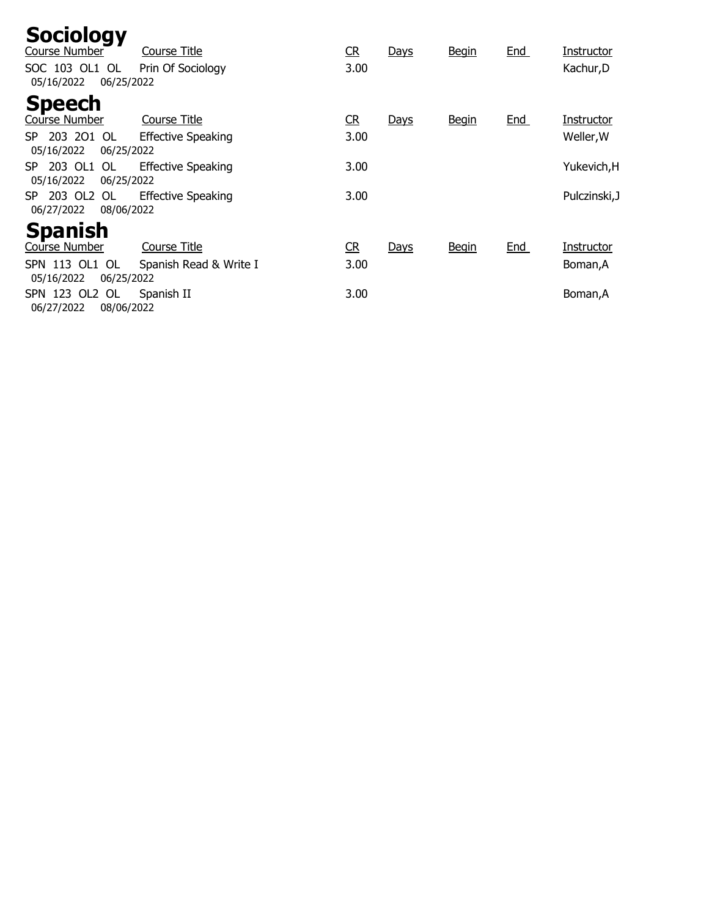# Sociology

| Course Number | Course Title | CR | Days | Begin | End | Instructor |
| --- | --- | --- | --- | --- | --- | --- |
| SOC 103 OL1 OL<br>05/16/2022 06/25/2022 | Prin Of Sociology | 3.00 | | | | Kachur,D |

# Speech

| Course Number | Course Title | CR | Days | Begin | End | Instructor |
| --- | --- | --- | --- | --- | --- | --- |
| SP 203 2O1 OL<br>05/16/2022 06/25/2022 | Effective Speaking | 3.00 | | | | Weller,W |
| SP 203 OL1 OL<br>05/16/2022 06/25/2022 | Effective Speaking | 3.00 | | | | Yukevich,H |
| SP 203 OL2 OL<br>06/27/2022 08/06/2022 | Effective Speaking | 3.00 | | | | Pulczinski,J |

# Spanish

| Course Number | Course Title | CR | Days | Begin | End | Instructor |
| --- | --- | --- | --- | --- | --- | --- |
| SPN 113 OL1 OL<br>05/16/2022 06/25/2022 | Spanish Read & Write I | 3.00 | | | | Boman,A |
| SPN 123 OL2 OL<br>06/27/2022 08/06/2022 | Spanish II | 3.00 | | | | Boman,A |